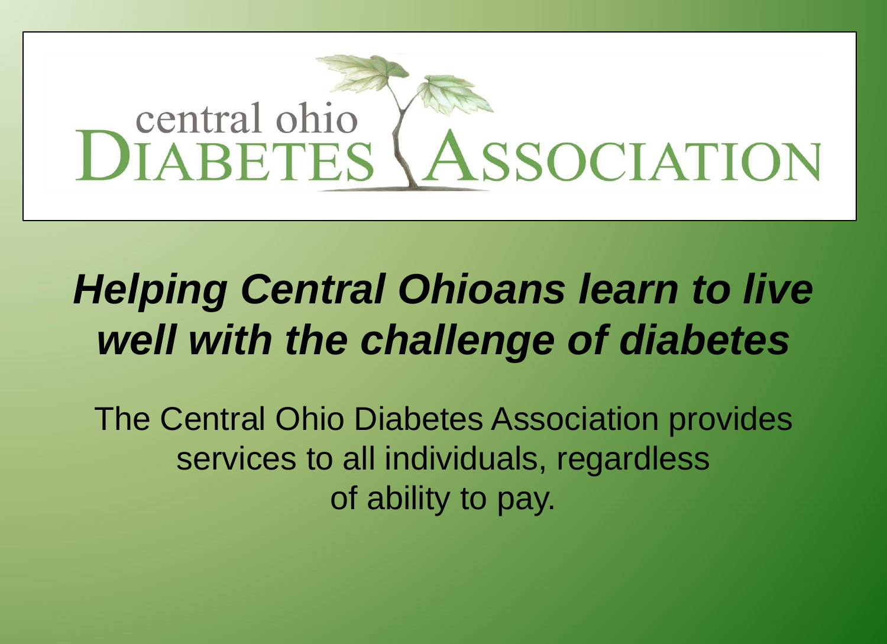# central ohio DIABETES ASSOCIATION

## *Helping Central Ohioans learn to live well with the challenge of diabetes*

The Central Ohio Diabetes Association provides services to all individuals, regardless of ability to pay.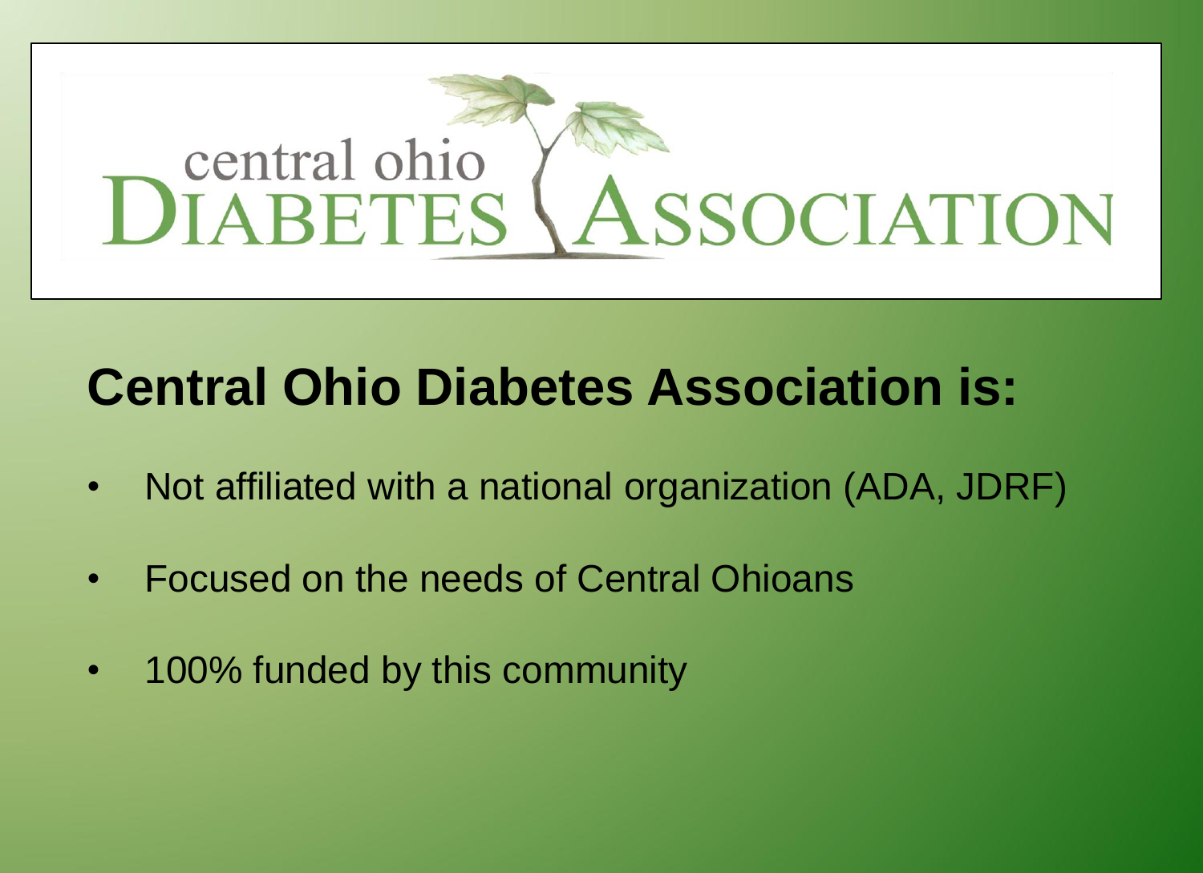central ohio DIABETES ASSOCIATION

## Central Ohio Diabetes Association is:

- Not affiliated with a national organization (ADA, JDRF)
- Focused on the needs of Central Ohioans
- 100% funded by this community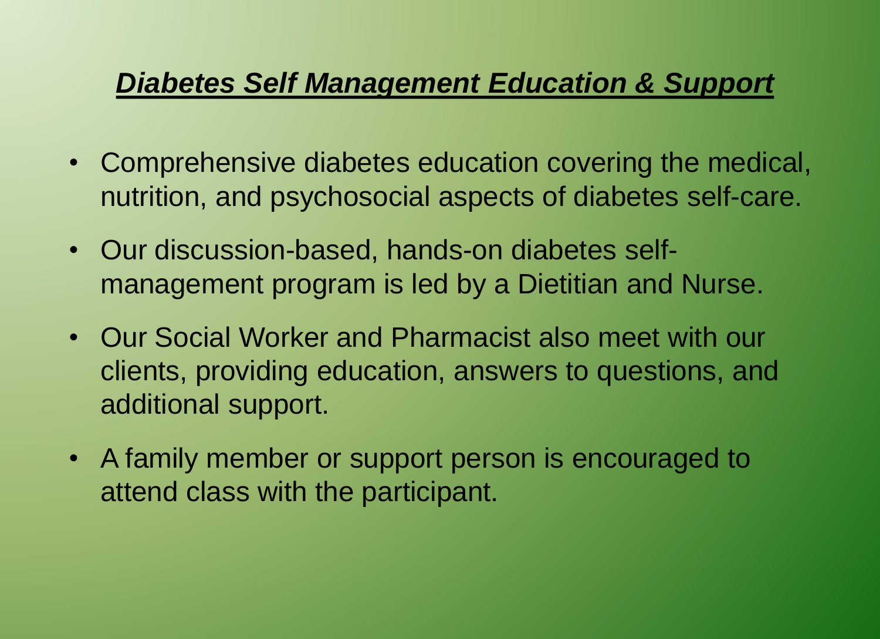## ***Diabetes Self Management Education & Support***

- Comprehensive diabetes education covering the medical, nutrition, and psychosocial aspects of diabetes self-care.
- Our discussion-based, hands-on diabetes self-management program is led by a Dietitian and Nurse.
- Our Social Worker and Pharmacist also meet with our clients, providing education, answers to questions, and additional support.
- A family member or support person is encouraged to attend class with the participant.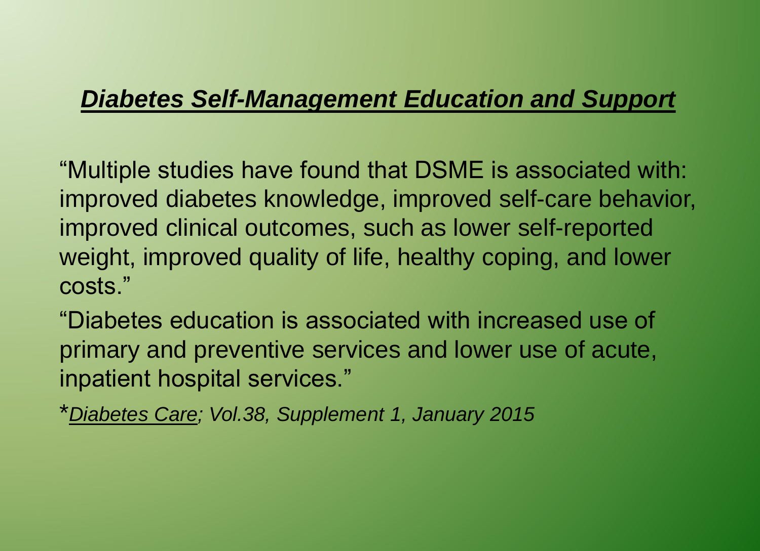## ***Diabetes Self-Management Education and Support***

"Multiple studies have found that DSME is associated with: improved diabetes knowledge, improved self-care behavior, improved clinical outcomes, such as lower self-reported weight, improved quality of life, healthy coping, and lower costs."

"Diabetes education is associated with increased use of primary and preventive services and lower use of acute, inpatient hospital services."

*<u>*Diabetes Care*</u>*; Vol.38, Supplement 1, January 2015*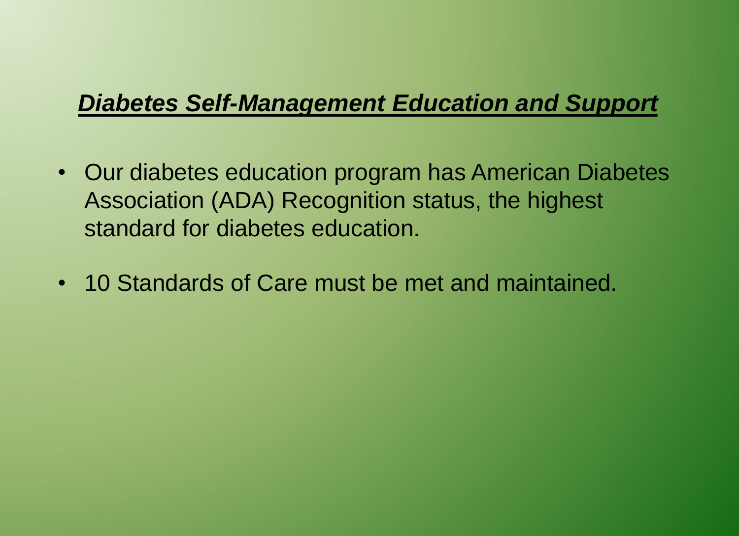## ***Diabetes Self-Management Education and Support***

- Our diabetes education program has American Diabetes Association (ADA) Recognition status, the highest standard for diabetes education.
- 10 Standards of Care must be met and maintained.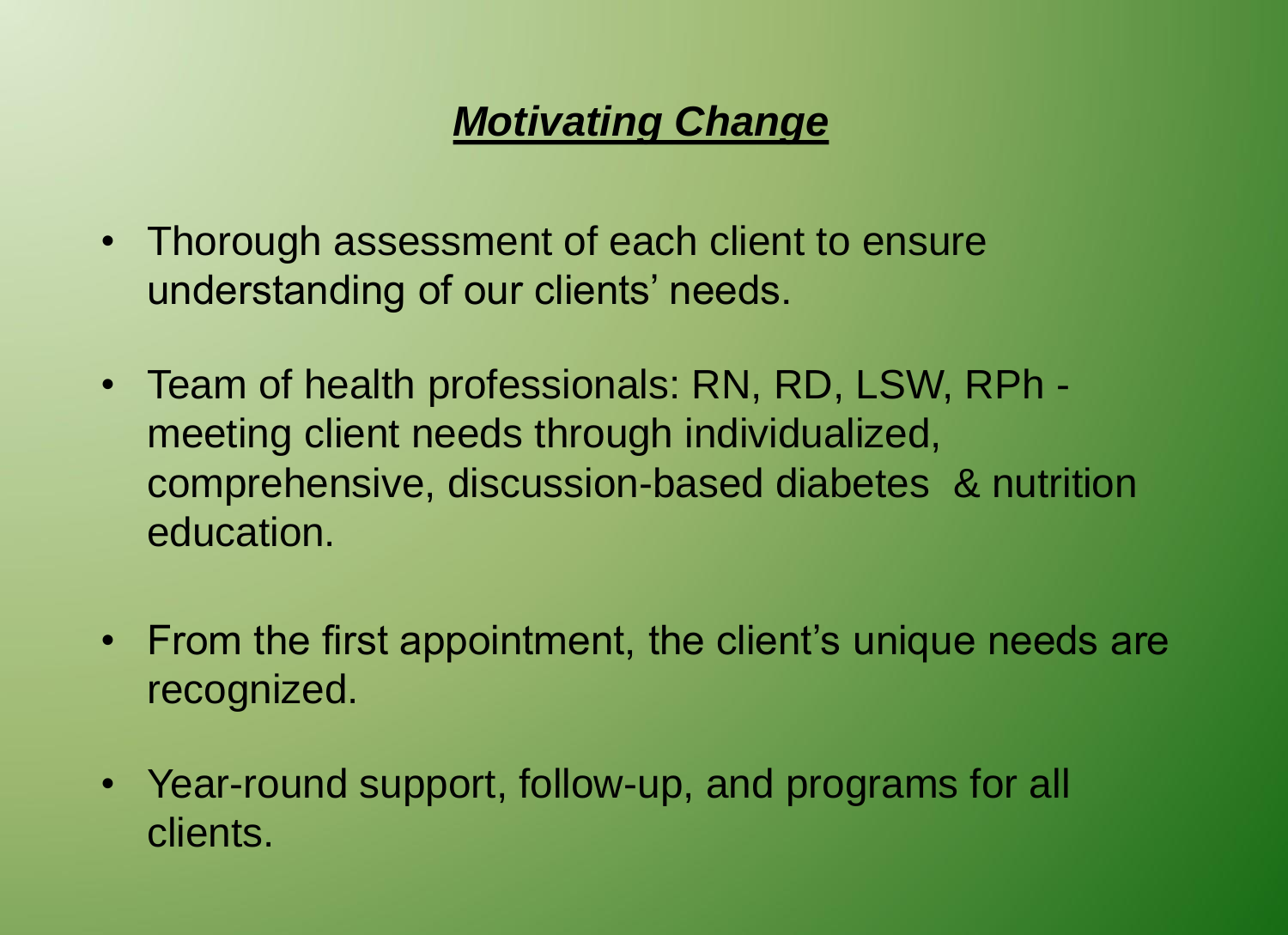# ***Motivating Change***

- Thorough assessment of each client to ensure understanding of our clients' needs.
- Team of health professionals: RN, RD, LSW, RPh - meeting client needs through individualized, comprehensive, discussion-based diabetes & nutrition education.
- From the first appointment, the client's unique needs are recognized.
- Year-round support, follow-up, and programs for all clients.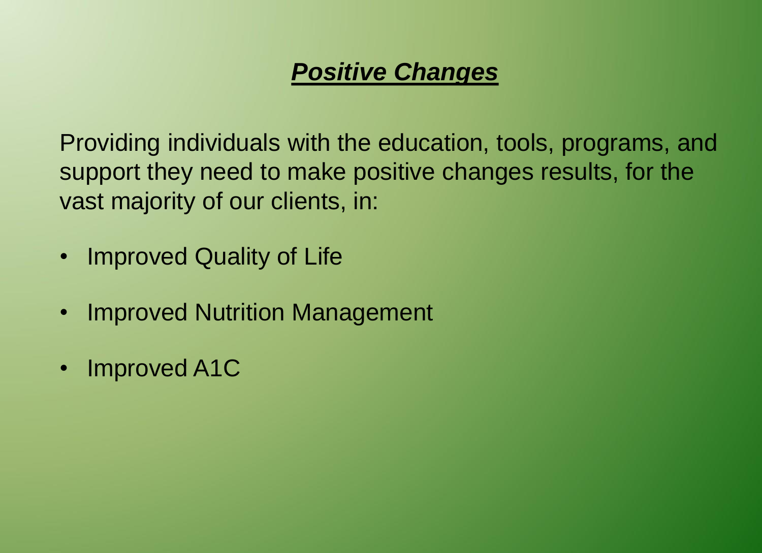## ***Positive Changes***

Providing individuals with the education, tools, programs, and support they need to make positive changes results, for the vast majority of our clients, in:

- Improved Quality of Life
- Improved Nutrition Management
- Improved A1C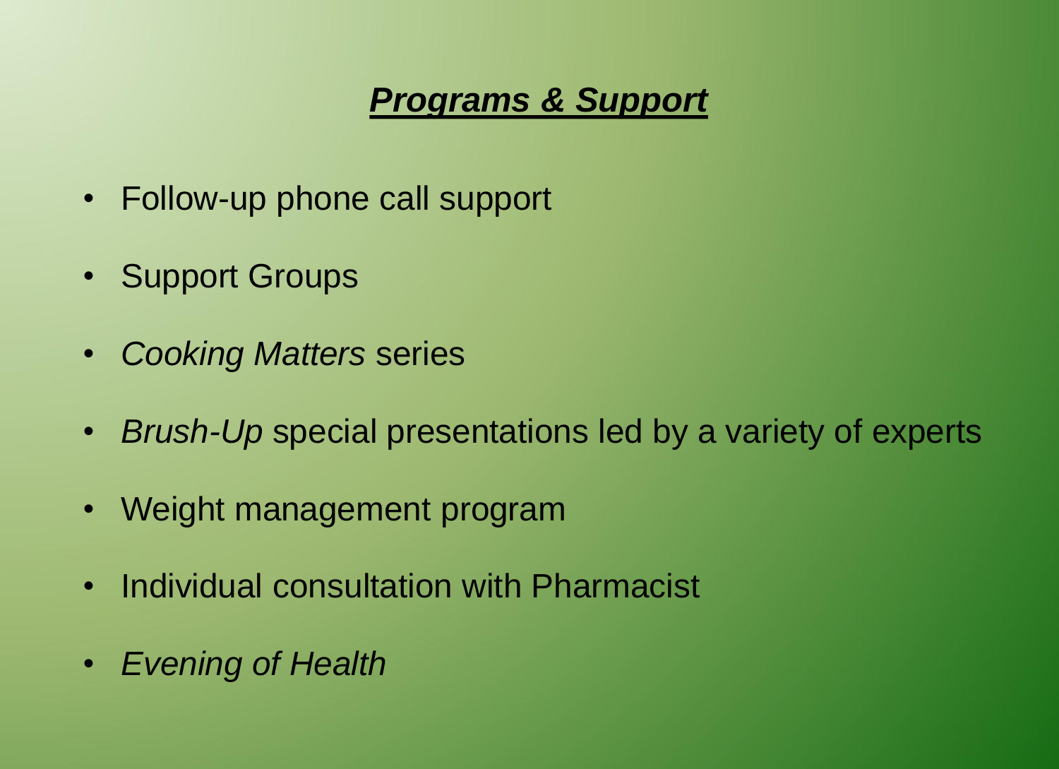## ***Programs & Support***

- Follow-up phone call support
- Support Groups
- *Cooking Matters* series
- *Brush-Up* special presentations led by a variety of experts
- Weight management program
- Individual consultation with Pharmacist
- *Evening of Health*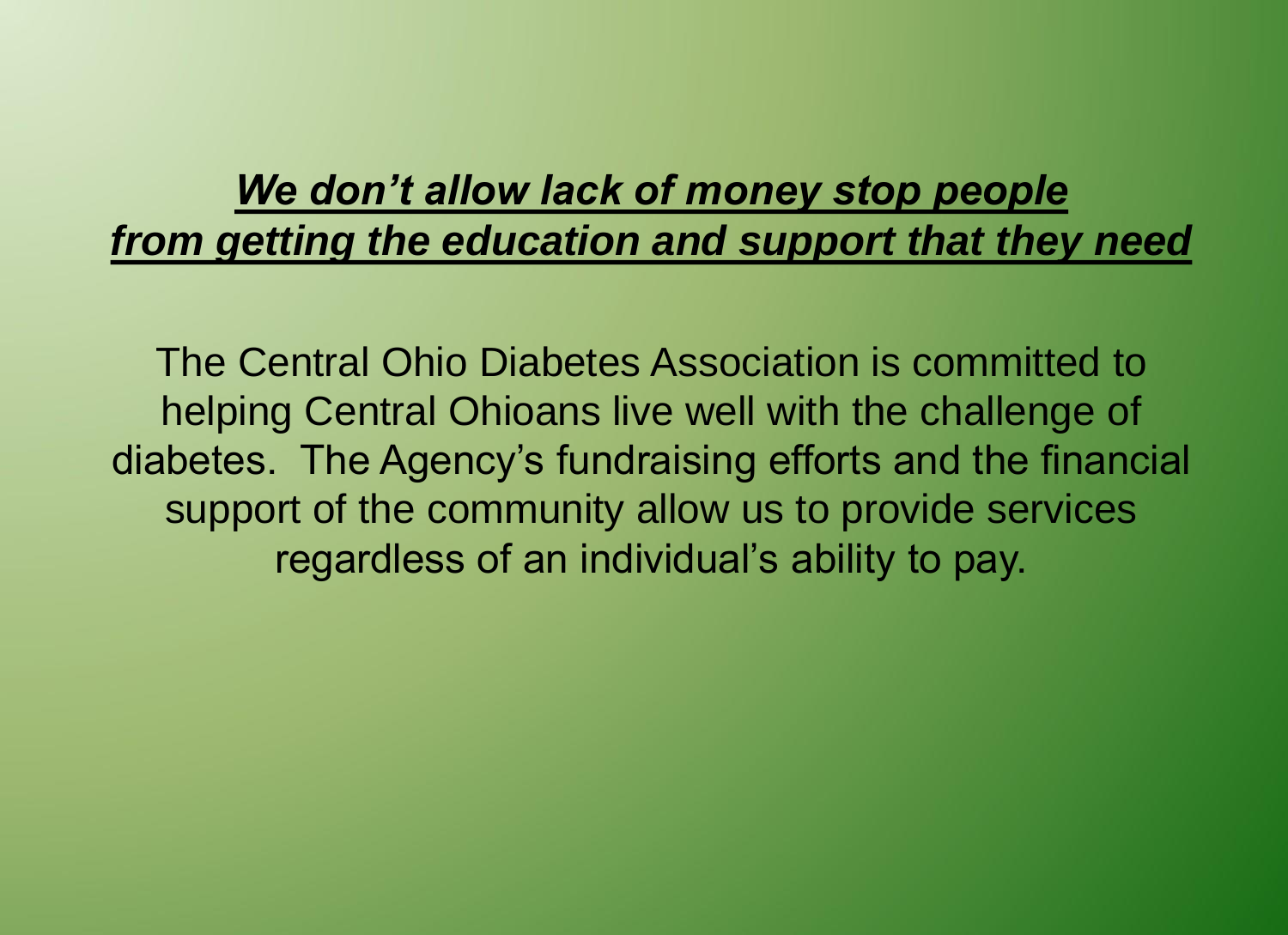## ***<u>We don't allow lack of money stop people from getting the education and support that they need</u>***

The Central Ohio Diabetes Association is committed to helping Central Ohioans live well with the challenge of diabetes. The Agency's fundraising efforts and the financial support of the community allow us to provide services regardless of an individual's ability to pay.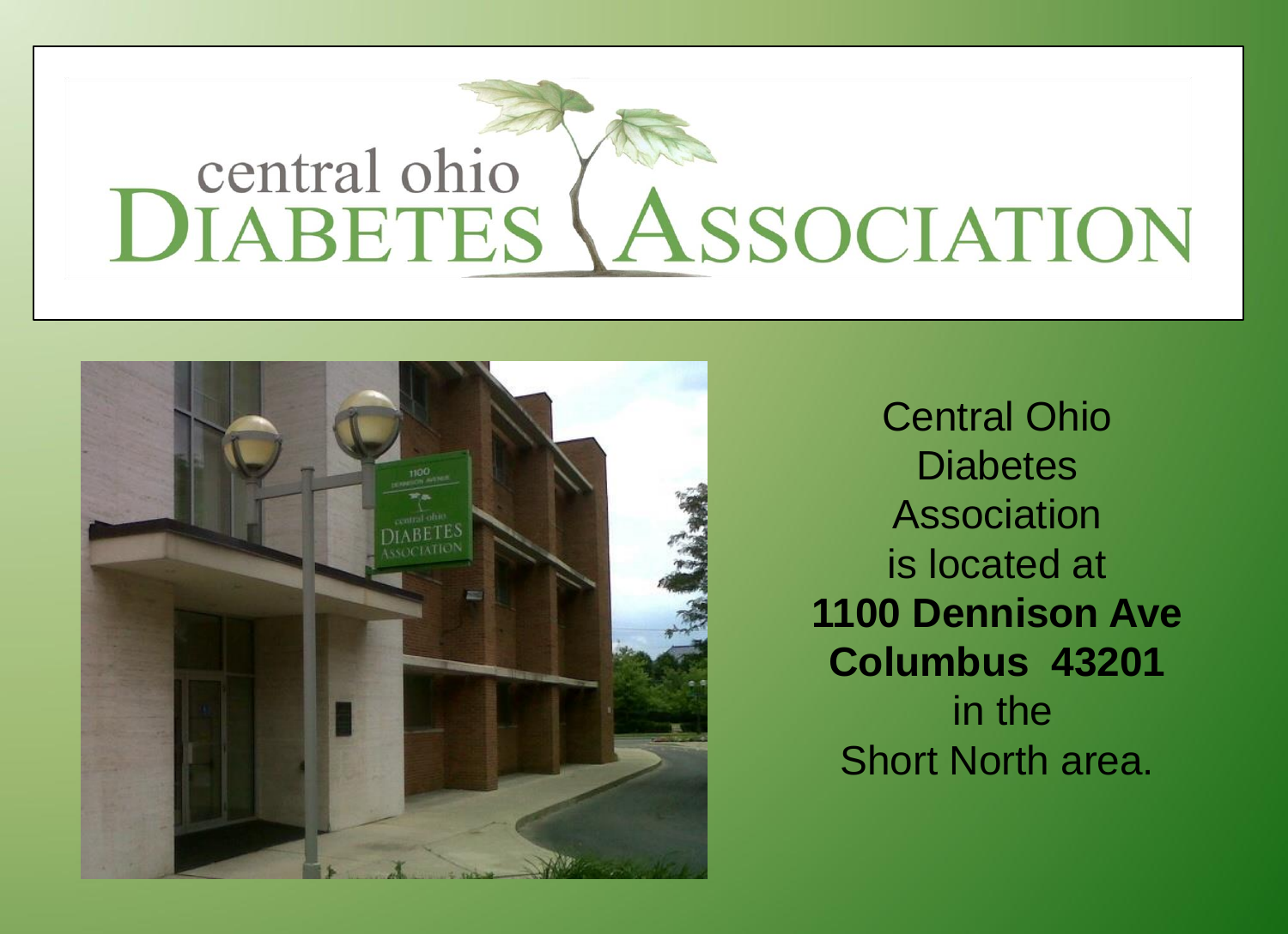# central ohio DIABETES ASSOCIATION

Central Ohio Diabetes Association is located at **1100 Dennison Ave Columbus 43201** in the Short North area.